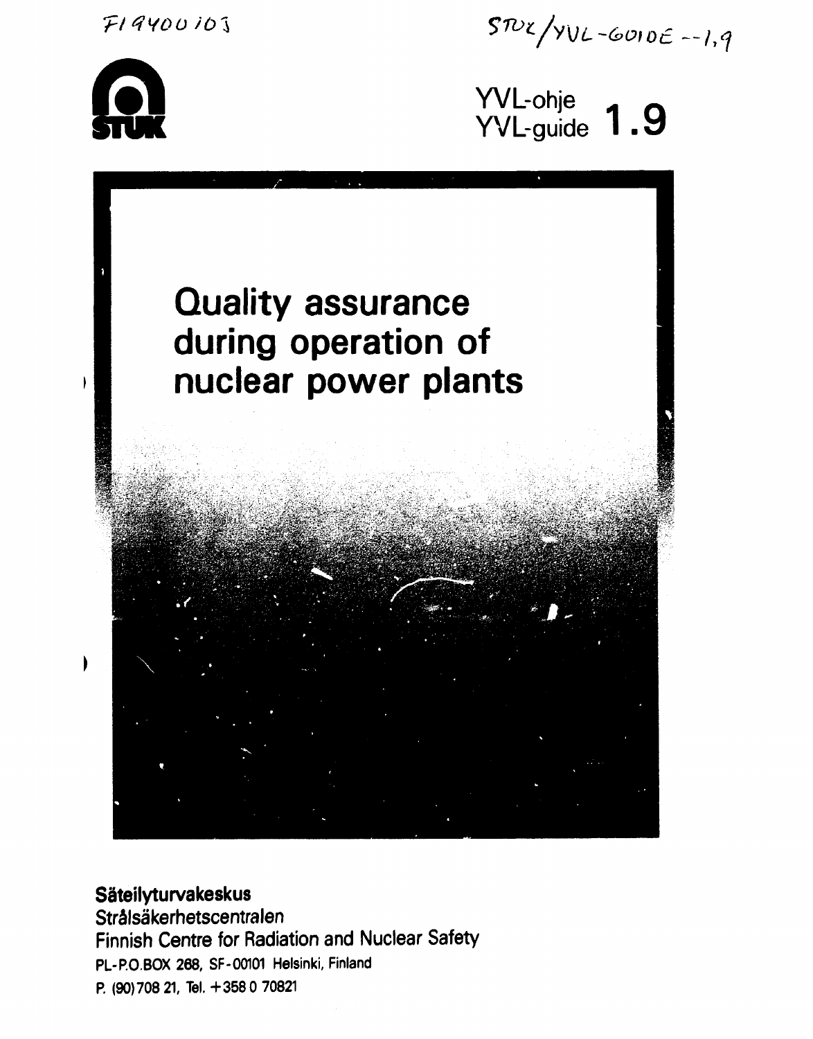FI9400103

STUK/YVL-GUIDE--1,9

STUK

YVL-ohje
YVL-guide **1.9**

# Quality assurance during operation of nuclear power plants

**Säteilyturvakeskus**
Strålsäkerhetscentralen
Finnish Centre for Radiation and Nuclear Safety
PL-P.O.BOX 268, SF-00101 Helsinki, Finland
P. (90) 708 21, Tel. +358 0 70821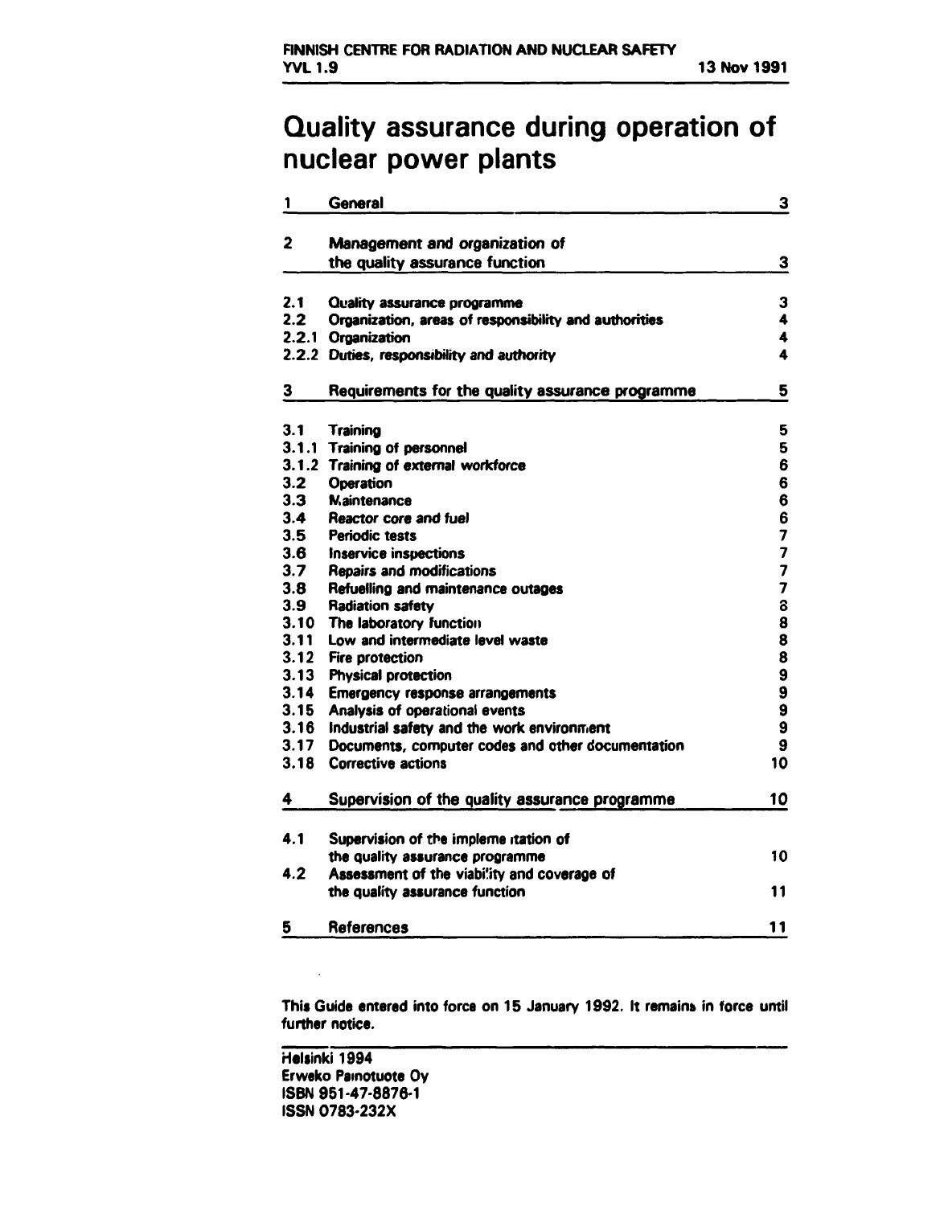FINNISH CENTRE FOR RADIATION AND NUCLEAR SAFETY
YVL 1.9 — 13 Nov 1991

# Quality assurance during operation of nuclear power plants

| | | |
|---|---|---|
| 1 | General | 3 |
| 2 | Management and organization of the quality assurance function | 3 |
| 2.1 | Quality assurance programme | 3 |
| 2.2 | Organization, areas of responsibility and authorities | 4 |
| 2.2.1 | Organization | 4 |
| 2.2.2 | Duties, responsibility and authority | 4 |
| 3 | Requirements for the quality assurance programme | 5 |
| 3.1 | Training | 5 |
| 3.1.1 | Training of personnel | 5 |
| 3.1.2 | Training of external workforce | 6 |
| 3.2 | Operation | 6 |
| 3.3 | Maintenance | 6 |
| 3.4 | Reactor core and fuel | 6 |
| 3.5 | Periodic tests | 7 |
| 3.6 | Inservice inspections | 7 |
| 3.7 | Repairs and modifications | 7 |
| 3.8 | Refuelling and maintenance outages | 7 |
| 3.9 | Radiation safety | 8 |
| 3.10 | The laboratory function | 8 |
| 3.11 | Low and intermediate level waste | 8 |
| 3.12 | Fire protection | 8 |
| 3.13 | Physical protection | 9 |
| 3.14 | Emergency response arrangements | 9 |
| 3.15 | Analysis of operational events | 9 |
| 3.16 | Industrial safety and the work environment | 9 |
| 3.17 | Documents, computer codes and other documentation | 9 |
| 3.18 | Corrective actions | 10 |
| 4 | Supervision of the quality assurance programme | 10 |
| 4.1 | Supervision of the implementation of the quality assurance programme | 10 |
| 4.2 | Assessment of the viability and coverage of the quality assurance function | 11 |
| 5 | References | 11 |

This Guide entered into force on 15 January 1992. It remains in force until further notice.

Helsinki 1994
Erweko Painotuote Oy
ISBN 951-47-8876-1
ISSN 0783-232X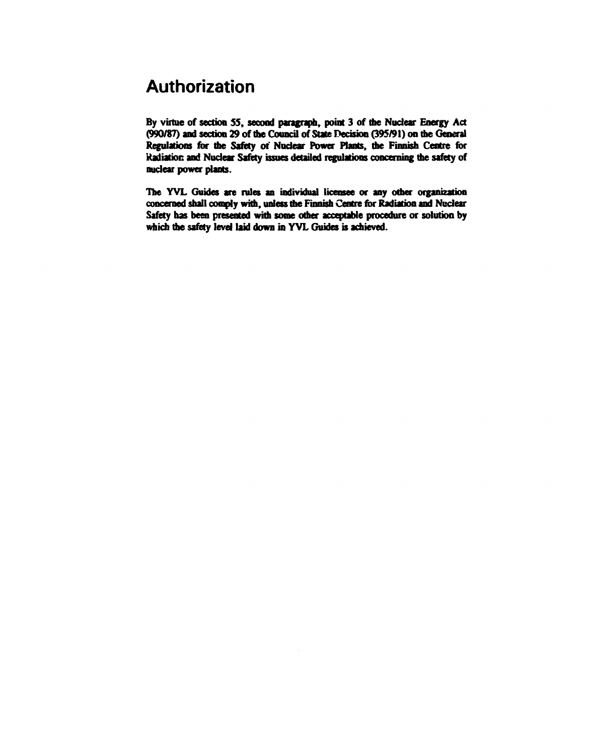# Authorization

By virtue of section 55, second paragraph, point 3 of the Nuclear Energy Act (990/87) and section 29 of the Council of State Decision (395/91) on the General Regulations for the Safety of Nuclear Power Plants, the Finnish Centre for Radiation and Nuclear Safety issues detailed regulations concerning the safety of nuclear power plants.

The YVL Guides are rules an individual licensee or any other organization concerned shall comply with, unless the Finnish Centre for Radiation and Nuclear Safety has been presented with some other acceptable procedure or solution by which the safety level laid down in YVL Guides is achieved.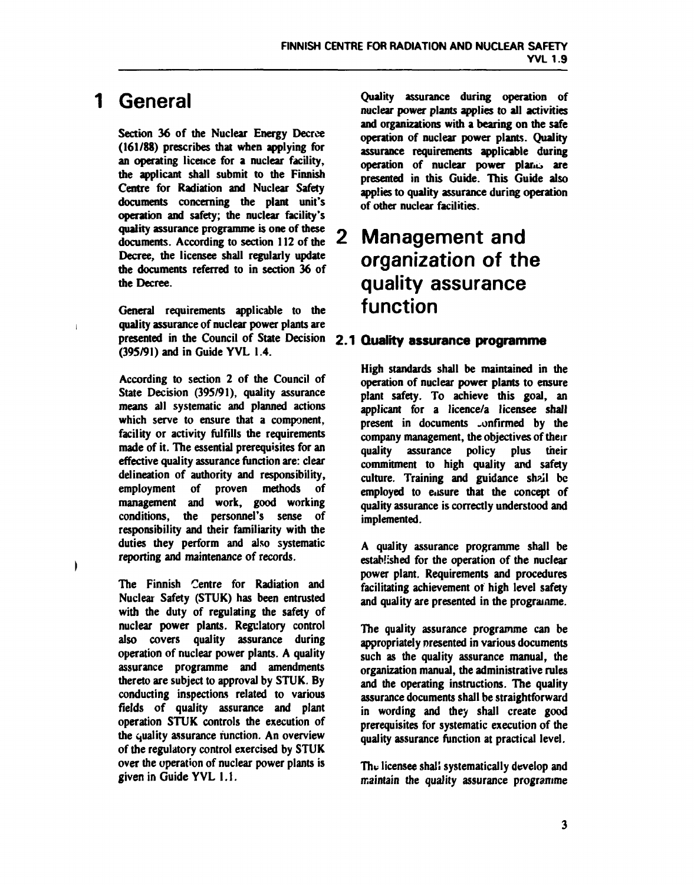# 1 General

Section 36 of the Nuclear Energy Decree (161/88) prescribes that when applying for an operating licence for a nuclear facility, the applicant shall submit to the Finnish Centre for Radiation and Nuclear Safety documents concerning the plant unit's operation and safety; the nuclear facility's quality assurance programme is one of these documents. According to section 112 of the Decree, the licensee shall regularly update the documents referred to in section 36 of the Decree.

General requirements applicable to the quality assurance of nuclear power plants are presented in the Council of State Decision (395/91) and in Guide YVL 1.4.

According to section 2 of the Council of State Decision (395/91), quality assurance means all systematic and planned actions which serve to ensure that a component, facility or activity fulfills the requirements made of it. The essential prerequisites for an effective quality assurance function are: clear delineation of authority and responsibility, employment of proven methods of management and work, good working conditions, the personnel's sense of responsibility and their familiarity with the duties they perform and also systematic reporting and maintenance of records.

The Finnish Centre for Radiation and Nuclear Safety (STUK) has been entrusted with the duty of regulating the safety of nuclear power plants. Regulatory control also covers quality assurance during operation of nuclear power plants. A quality assurance programme and amendments thereto are subject to approval by STUK. By conducting inspections related to various fields of quality assurance and plant operation STUK controls the execution of the quality assurance function. An overview of the regulatory control exercised by STUK over the operation of nuclear power plants is given in Guide YVL 1.1.

Quality assurance during operation of nuclear power plants applies to all activities and organizations with a bearing on the safe operation of nuclear power plants. Quality assurance requirements applicable during operation of nuclear power plants are presented in this Guide. This Guide also applies to quality assurance during operation of other nuclear facilities.

# 2 Management and organization of the quality assurance function

## 2.1 Quality assurance programme

High standards shall be maintained in the operation of nuclear power plants to ensure plant safety. To achieve this goal, an applicant for a licence/a licensee shall present in documents confirmed by the company management, the objectives of their quality assurance policy plus their commitment to high quality and safety culture. Training and guidance shall be employed to ensure that the concept of quality assurance is correctly understood and implemented.

A quality assurance programme shall be established for the operation of the nuclear power plant. Requirements and procedures facilitating achievement of high level safety and quality are presented in the programme.

The quality assurance programme can be appropriately presented in various documents such as the quality assurance manual, the organization manual, the administrative rules and the operating instructions. The quality assurance documents shall be straightforward in wording and they shall create good prerequisites for systematic execution of the quality assurance function at practical level.

The licensee shall systematically develop and maintain the quality assurance programme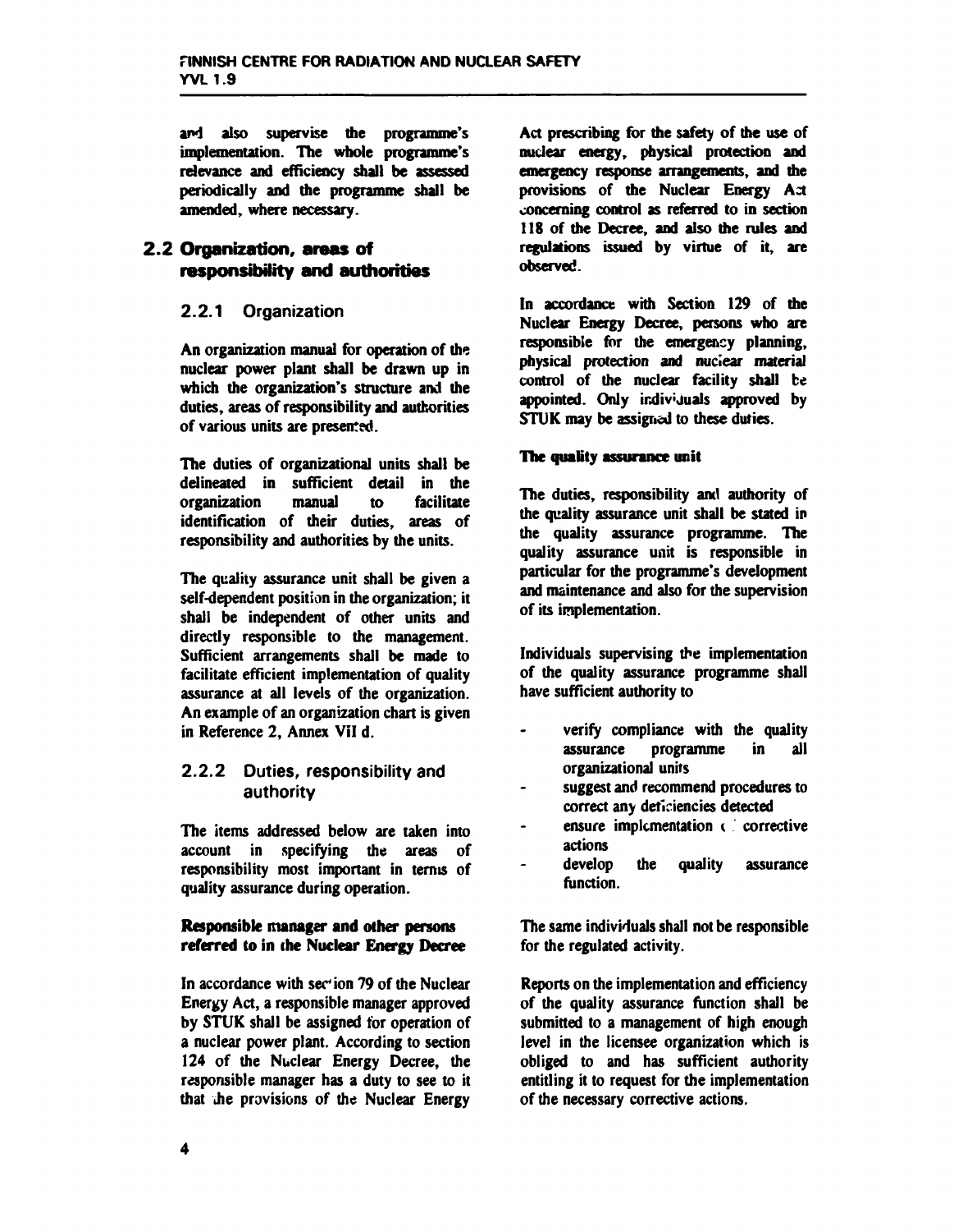and also supervise the programme's implementation. The whole programme's relevance and efficiency shall be assessed periodically and the programme shall be amended, where necessary.

## 2.2 Organization, areas of responsibility and authorities

### 2.2.1 Organization

An organization manual for operation of the nuclear power plant shall be drawn up in which the organization's structure and the duties, areas of responsibility and authorities of various units are presented.

The duties of organizational units shall be delineated in sufficient detail in the organization manual to facilitate identification of their duties, areas of responsibility and authorities by the units.

The quality assurance unit shall be given a self-dependent position in the organization; it shall be independent of other units and directly responsible to the management. Sufficient arrangements shall be made to facilitate efficient implementation of quality assurance at all levels of the organization. An example of an organization chart is given in Reference 2, Annex VII d.

### 2.2.2 Duties, responsibility and authority

The items addressed below are taken into account in specifying the areas of responsibility most important in terms of quality assurance during operation.

**Responsible manager and other persons referred to in the Nuclear Energy Decree**

In accordance with section 79 of the Nuclear Energy Act, a responsible manager approved by STUK shall be assigned for operation of a nuclear power plant. According to section 124 of the Nuclear Energy Decree, the responsible manager has a duty to see to it that the provisions of the Nuclear Energy Act prescribing for the safety of the use of nuclear energy, physical protection and emergency response arrangements, and the provisions of the Nuclear Energy Act concerning control as referred to in section 118 of the Decree, and also the rules and regulations issued by virtue of it, are observed.

In accordance with Section 129 of the Nuclear Energy Decree, persons who are responsible for the emergency planning, physical protection and nuclear material control of the nuclear facility shall be appointed. Only individuals approved by STUK may be assigned to these duties.

**The quality assurance unit**

The duties, responsibility and authority of the quality assurance unit shall be stated in the quality assurance programme. The quality assurance unit is responsible in particular for the programme's development and maintenance and also for the supervision of its implementation.

Individuals supervising the implementation of the quality assurance programme shall have sufficient authority to

- verify compliance with the quality assurance programme in all organizational units
- suggest and recommend procedures to correct any deficiencies detected
- ensure implementation of corrective actions
- develop the quality assurance function.

The same individuals shall not be responsible for the regulated activity.

Reports on the implementation and efficiency of the quality assurance function shall be submitted to a management of high enough level in the licensee organization which is obliged to and has sufficient authority entitling it to request for the implementation of the necessary corrective actions.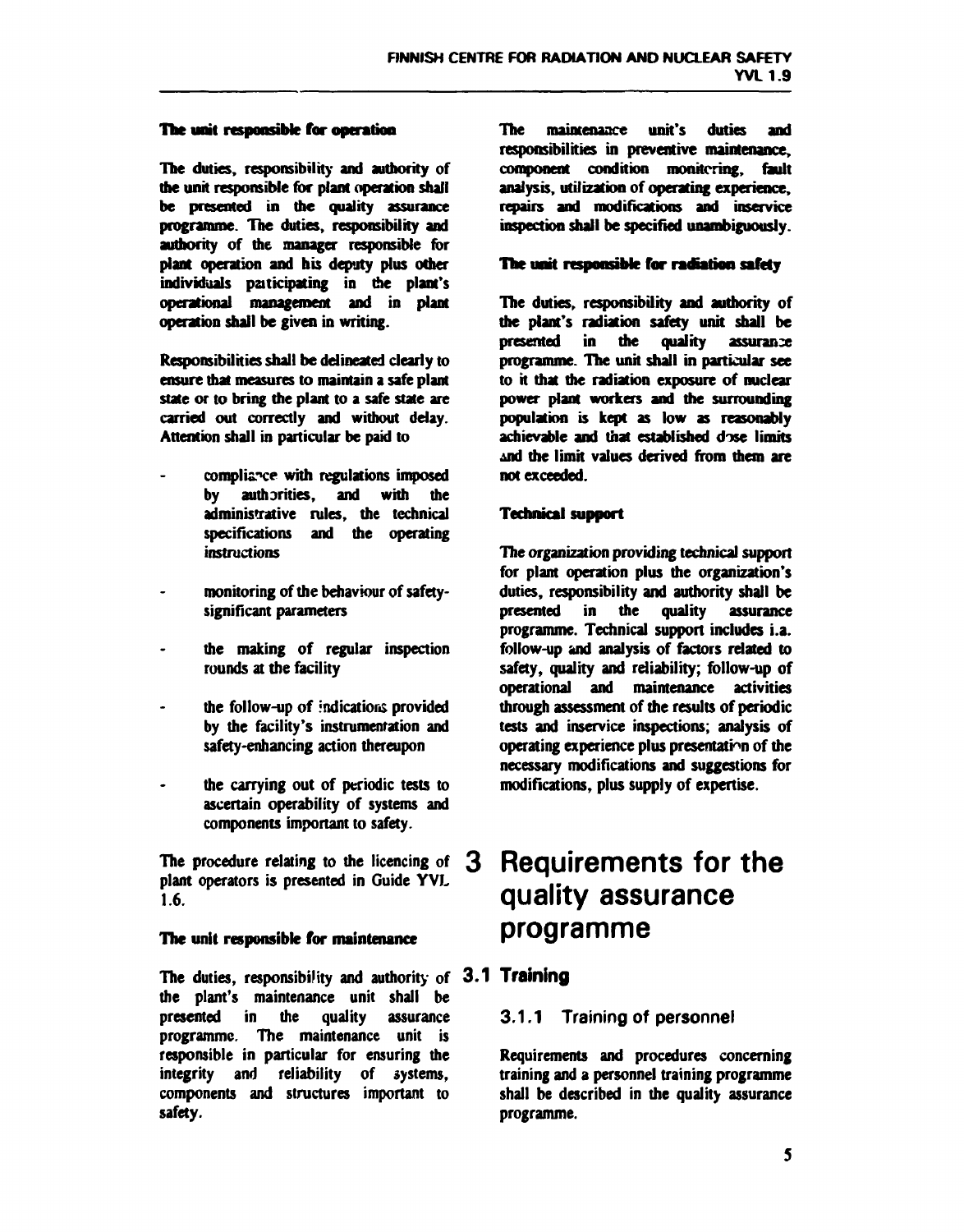**The unit responsible for operation**

The duties, responsibility and authority of the unit responsible for plant operation shall be presented in the quality assurance programme. The duties, responsibility and authority of the manager responsible for plant operation and his deputy plus other individuals participating in the plant's operational management and in plant operation shall be given in writing.

Responsibilities shall be delineated clearly to ensure that measures to maintain a safe plant state or to bring the plant to a safe state are carried out correctly and without delay. Attention shall in particular be paid to

- compliance with regulations imposed by authorities, and with the administrative rules, the technical specifications and the operating instructions
- monitoring of the behaviour of safety-significant parameters
- the making of regular inspection rounds at the facility
- the follow-up of indications provided by the facility's instrumentation and safety-enhancing action thereupon
- the carrying out of periodic tests to ascertain operability of systems and components important to safety.

The procedure relating to the licencing of plant operators is presented in Guide YVL 1.6.

**The unit responsible for maintenance**

The duties, responsibility and authority of the plant's maintenance unit shall be presented in the quality assurance programme. The maintenance unit is responsible in particular for ensuring the integrity and reliability of systems, components and structures important to safety.

The maintenance unit's duties and responsibilities in preventive maintenance, component condition monitoring, fault analysis, utilization of operating experience, repairs and modifications and inservice inspection shall be specified unambiguously.

**The unit responsible for radiation safety**

The duties, responsibility and authority of the plant's radiation safety unit shall be presented in the quality assurance programme. The unit shall in particular see to it that the radiation exposure of nuclear power plant workers and the surrounding population is kept as low as reasonably achievable and that established dose limits and the limit values derived from them are not exceeded.

**Technical support**

The organization providing technical support for plant operation plus the organization's duties, responsibility and authority shall be presented in the quality assurance programme. Technical support includes i.a. follow-up and analysis of factors related to safety, quality and reliability; follow-up of operational and maintenance activities through assessment of the results of periodic tests and inservice inspections; analysis of operating experience plus presentation of the necessary modifications and suggestions for modifications, plus supply of expertise.

# 3 Requirements for the quality assurance programme

## 3.1 Training

### 3.1.1 Training of personnel

Requirements and procedures concerning training and a personnel training programme shall be described in the quality assurance programme.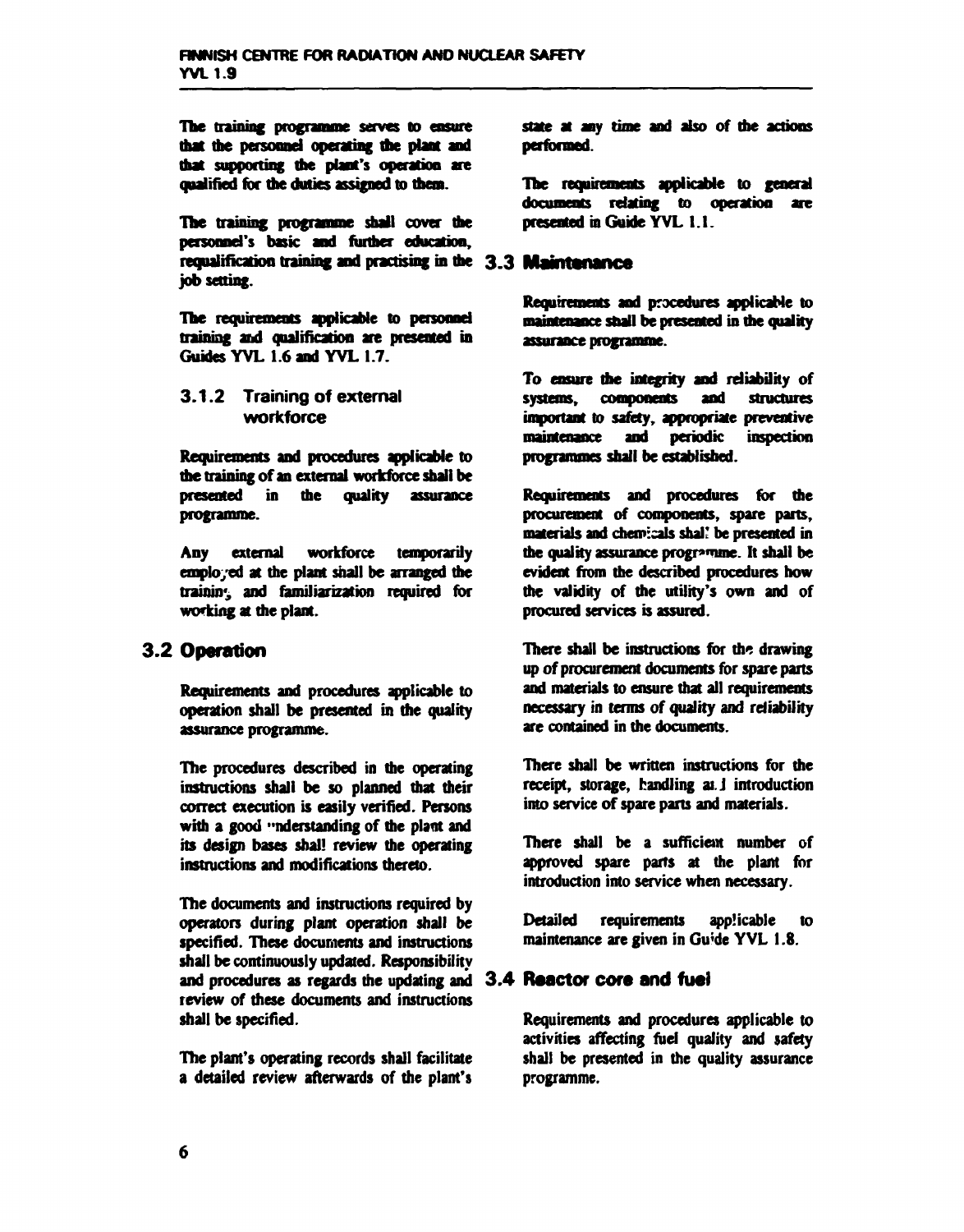The training programme serves to ensure that the personnel operating the plant and that supporting the plant's operation are qualified for the duties assigned to them.

The training programme shall cover the personnel's basic and further education, requalification training and practising in the job setting.

The requirements applicable to personnel training and qualification are presented in Guides YVL 1.6 and YVL 1.7.

### 3.1.2 Training of external workforce

Requirements and procedures applicable to the training of an external workforce shall be presented in the quality assurance programme.

Any external workforce temporarily employed at the plant shall be arranged the training and familiarization required for working at the plant.

## 3.2 Operation

Requirements and procedures applicable to operation shall be presented in the quality assurance programme.

The procedures described in the operating instructions shall be so planned that their correct execution is easily verified. Persons with a good understanding of the plant and its design bases shall review the operating instructions and modifications thereto.

The documents and instructions required by operators during plant operation shall be specified. These documents and instructions shall be continuously updated. Responsibility and procedures as regards the updating and review of these documents and instructions shall be specified.

The plant's operating records shall facilitate a detailed review afterwards of the plant's state at any time and also of the actions performed.

The requirements applicable to general documents relating to operation are presented in Guide YVL 1.1.

## 3.3 Maintenance

Requirements and procedures applicable to maintenance shall be presented in the quality assurance programme.

To ensure the integrity and reliability of systems, components and structures important to safety, appropriate preventive maintenance and periodic inspection programmes shall be established.

Requirements and procedures for the procurement of components, spare parts, materials and chemicals shall be presented in the quality assurance programme. It shall be evident from the described procedures how the validity of the utility's own and of procured services is assured.

There shall be instructions for the drawing up of procurement documents for spare parts and materials to ensure that all requirements necessary in terms of quality and reliability are contained in the documents.

There shall be written instructions for the receipt, storage, handling and introduction into service of spare parts and materials.

There shall be a sufficient number of approved spare parts at the plant for introduction into service when necessary.

Detailed requirements applicable to maintenance are given in Guide YVL 1.8.

## 3.4 Reactor core and fuel

Requirements and procedures applicable to activities affecting fuel quality and safety shall be presented in the quality assurance programme.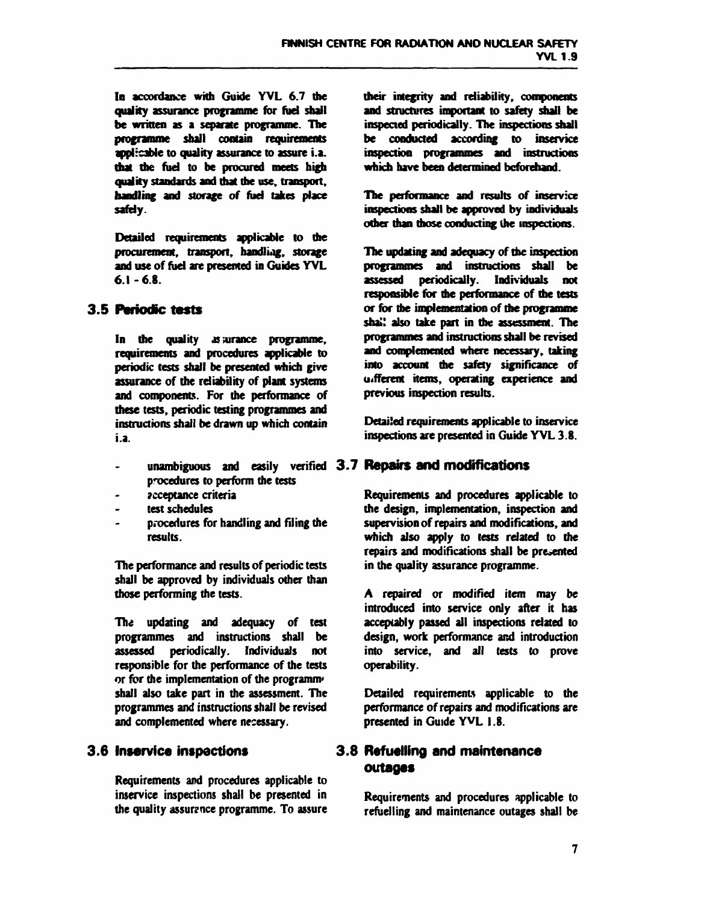In accordance with Guide YVL 6.7 the quality assurance programme for fuel shall be written as a separate programme. The programme shall contain requirements applicable to quality assurance to assure i.a. that the fuel to be procured meets high quality standards and that the use, transport, handling and storage of fuel takes place safely.

Detailed requirements applicable to the procurement, transport, handling, storage and use of fuel are presented in Guides YVL 6.1 - 6.8.

## 3.5 Periodic tests

In the quality assurance programme, requirements and procedures applicable to periodic tests shall be presented which give assurance of the reliability of plant systems and components. For the performance of these tests, periodic testing programmes and instructions shall be drawn up which contain i.a.

- unambiguous and easily verified procedures to perform the tests
- acceptance criteria
- test schedules
- procedures for handling and filing the results.

The performance and results of periodic tests shall be approved by individuals other than those performing the tests.

The updating and adequacy of test programmes and instructions shall be assessed periodically. Individuals not responsible for the performance of the tests or for the implementation of the programme shall also take part in the assessment. The programmes and instructions shall be revised and complemented where necessary.

## 3.6 Inservice inspections

Requirements and procedures applicable to inservice inspections shall be presented in the quality assurance programme. To assure their integrity and reliability, components and structures important to safety shall be inspected periodically. The inspections shall be conducted according to inservice inspection programmes and instructions which have been determined beforehand.

The performance and results of inservice inspections shall be approved by individuals other than those conducting the inspections.

The updating and adequacy of the inspection programmes and instructions shall be assessed periodically. Individuals not responsible for the performance of the tests or for the implementation of the programme shall also take part in the assessment. The programmes and instructions shall be revised and complemented where necessary, taking into account the safety significance of different items, operating experience and previous inspection results.

Detailed requirements applicable to inservice inspections are presented in Guide YVL 3.8.

## 3.7 Repairs and modifications

Requirements and procedures applicable to the design, implementation, inspection and supervision of repairs and modifications, and which also apply to tests related to the repairs and modifications shall be presented in the quality assurance programme.

A repaired or modified item may be introduced into service only after it has acceptably passed all inspections related to design, work performance and introduction into service, and all tests to prove operability.

Detailed requirements applicable to the performance of repairs and modifications are presented in Guide YVL 1.8.

## 3.8 Refuelling and maintenance outages

Requirements and procedures applicable to refuelling and maintenance outages shall be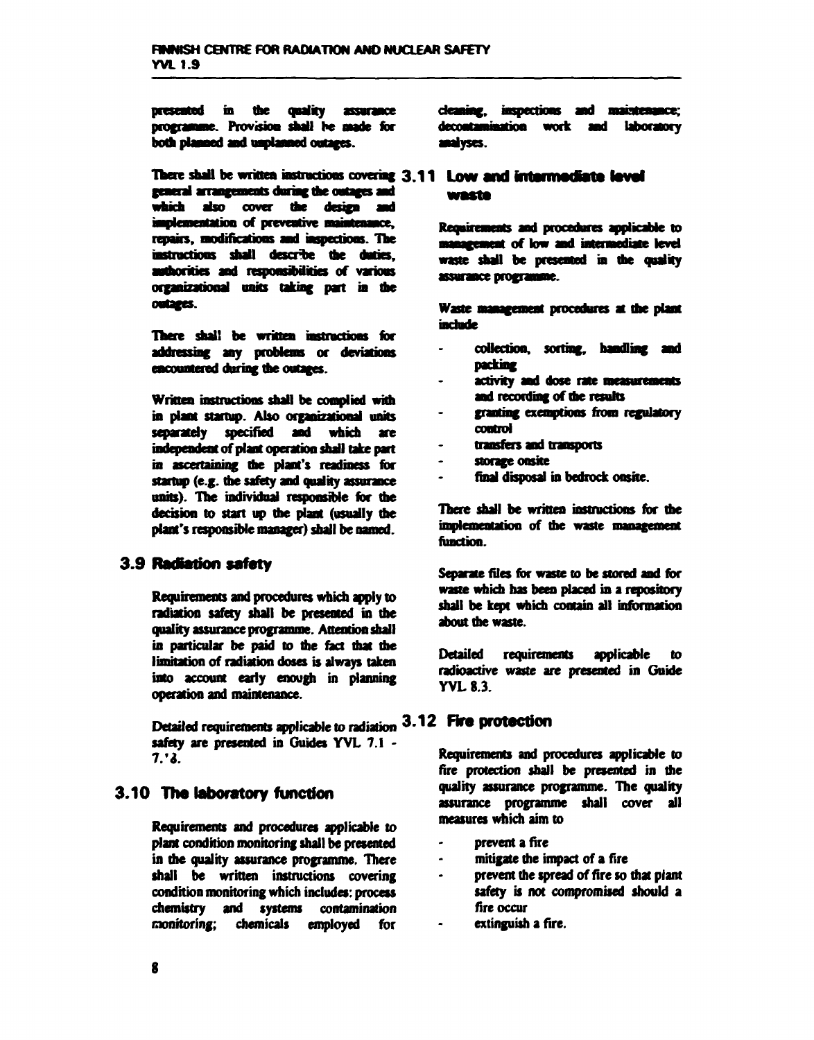presented in the quality assurance programme. Provision shall be made for both planned and unplanned outages.

There shall be written instructions covering general arrangements during the outages and which also cover the design and implementation of preventive maintenance, repairs, modifications and inspections. The instructions shall describe the duties, authorities and responsibilities of various organizational units taking part in the outages.

There shall be written instructions for addressing any problems or deviations encountered during the outages.

Written instructions shall be complied with in plant startup. Also organizational units separately specified and which are independent of plant operation shall take part in ascertaining the plant's readiness for startup (e.g. the safety and quality assurance units). The individual responsible for the decision to start up the plant (usually the plant's responsible manager) shall be named.

## 3.9 Radiation safety

Requirements and procedures which apply to radiation safety shall be presented in the quality assurance programme. Attention shall in particular be paid to the fact that the limitation of radiation doses is always taken into account early enough in planning operation and maintenance.

Detailed requirements applicable to radiation safety are presented in Guides YVL 7.1 - 7.'8.

## 3.10 The laboratory function

Requirements and procedures applicable to plant condition monitoring shall be presented in the quality assurance programme. There shall be written instructions covering condition monitoring which includes: process chemistry and systems contamination monitoring; chemicals employed for cleaning, inspections and maintenance; decontamination work and laboratory analyses.

## 3.11 Low and intermediate level waste

Requirements and procedures applicable to management of low and intermediate level waste shall be presented in the quality assurance programme.

Waste management procedures at the plant include

- collection, sorting, handling and packing
- activity and dose rate measurements and recording of the results
- granting exemptions from regulatory control
- transfers and transports
- storage onsite
- final disposal in bedrock onsite.

There shall be written instructions for the implementation of the waste management function.

Separate files for waste to be stored and for waste which has been placed in a repository shall be kept which contain all information about the waste.

Detailed requirements applicable to radioactive waste are presented in Guide YVL 8.3.

## 3.12 Fire protection

Requirements and procedures applicable to fire protection shall be presented in the quality assurance programme. The quality assurance programme shall cover all measures which aim to

- prevent a fire
- mitigate the impact of a fire
- prevent the spread of fire so that plant safety is not compromised should a fire occur
- extinguish a fire.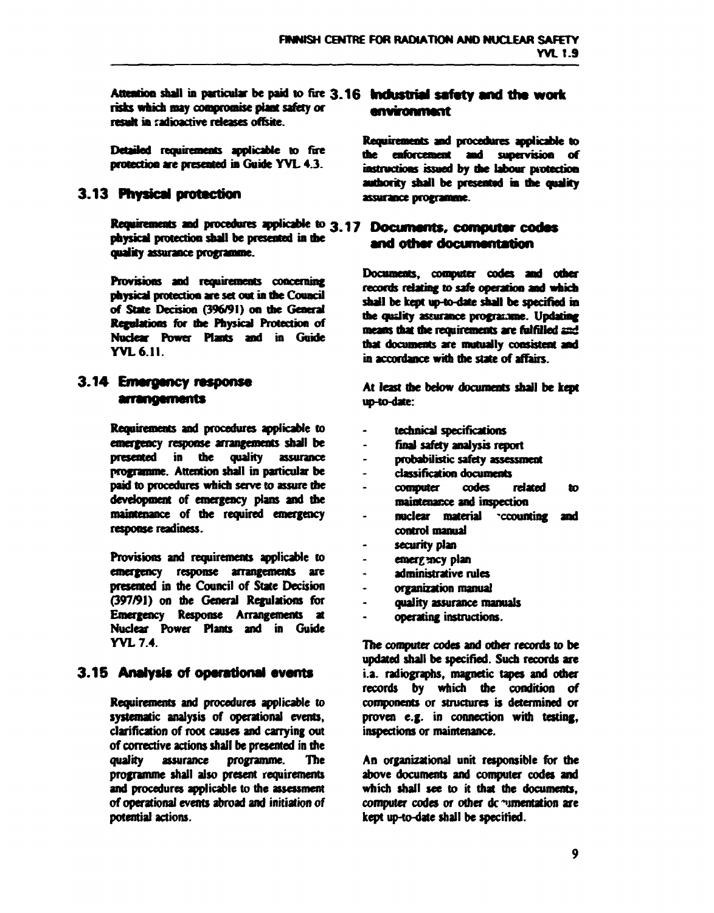Attention shall in particular be paid to fire risks which may compromise plant safety or result in radioactive releases offsite.

Detailed requirements applicable to fire protection are presented in Guide YVL 4.3.

## 3.13 Physical protection

Requirements and procedures applicable to physical protection shall be presented in the quality assurance programme.

Provisions and requirements concerning physical protection are set out in the Council of State Decision (396/91) on the General Regulations for the Physical Protection of Nuclear Power Plants and in Guide YVL 6.11.

## 3.14 Emergency response arrangements

Requirements and procedures applicable to emergency response arrangements shall be presented in the quality assurance programme. Attention shall in particular be paid to procedures which serve to assure the development of emergency plans and the maintenance of the required emergency response readiness.

Provisions and requirements applicable to emergency response arrangements are presented in the Council of State Decision (397/91) on the General Regulations for Emergency Response Arrangements at Nuclear Power Plants and in Guide YVL 7.4.

## 3.15 Analysis of operational events

Requirements and procedures applicable to systematic analysis of operational events, clarification of root causes and carrying out of corrective actions shall be presented in the quality assurance programme. The programme shall also present requirements and procedures applicable to the assessment of operational events abroad and initiation of potential actions.

## 3.16 Industrial safety and the work environment

Requirements and procedures applicable to the enforcement and supervision of instructions issued by the labour protection authority shall be presented in the quality assurance programme.

## 3.17 Documents, computer codes and other documentation

Documents, computer codes and other records relating to safe operation and which shall be kept up-to-date shall be specified in the quality assurance programme. Updating means that the requirements are fulfilled and that documents are mutually consistent and in accordance with the state of affairs.

At least the below documents shall be kept up-to-date:

- technical specifications
- final safety analysis report
- probabilistic safety assessment
- classification documents
- computer codes related to maintenance and inspection
- nuclear material accounting and control manual
- security plan
- emergency plan
- administrative rules
- organization manual
- quality assurance manuals
- operating instructions.

The computer codes and other records to be updated shall be specified. Such records are i.a. radiographs, magnetic tapes and other records by which the condition of components or structures is determined or proven e.g. in connection with testing, inspections or maintenance.

An organizational unit responsible for the above documents and computer codes and which shall see to it that the documents, computer codes or other documentation are kept up-to-date shall be specified.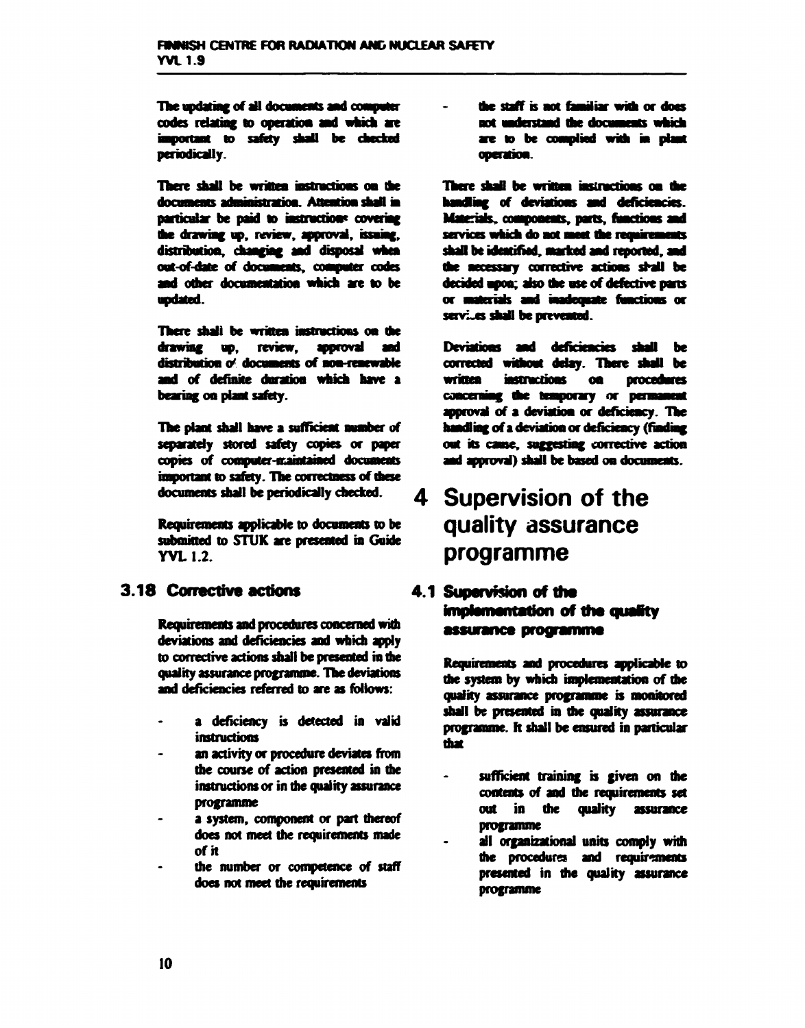The updating of all documents and computer codes relating to operation and which are important to safety shall be checked periodically.

There shall be written instructions on the documents administration. Attention shall in particular be paid to instructions covering the drawing up, review, approval, issuing, distribution, changing and disposal when out-of-date of documents, computer codes and other documentation which are to be updated.

There shall be written instructions on the drawing up, review, approval and distribution of documents of non-renewable and of definite duration which have a bearing on plant safety.

The plant shall have a sufficient number of separately stored safety copies or paper copies of computer-maintained documents important to safety. The correctness of these documents shall be periodically checked.

Requirements applicable to documents to be submitted to STUK are presented in Guide YVL 1.2.

### 3.18 Corrective actions

Requirements and procedures concerned with deviations and deficiencies and which apply to corrective actions shall be presented in the quality assurance programme. The deviations and deficiencies referred to are as follows:

- a deficiency is detected in valid instructions
- an activity or procedure deviates from the course of action presented in the instructions or in the quality assurance programme
- a system, component or part thereof does not meet the requirements made of it
- the number or competence of staff does not meet the requirements
- the staff is not familiar with or does not understand the documents which are to be complied with in plant operation.

There shall be written instructions on the handling of deviations and deficiencies. Materials, components, parts, functions and services which do not meet the requirements shall be identified, marked and reported, and the necessary corrective actions shall be decided upon; also the use of defective parts or materials and inadequate functions or services shall be prevented.

Deviations and deficiencies shall be corrected without delay. There shall be written instructions on procedures concerning the temporary or permanent approval of a deviation or deficiency. The handling of a deviation or deficiency (finding out its cause, suggesting corrective action and approval) shall be based on documents.

## 4 Supervision of the quality assurance programme

### 4.1 Supervision of the implementation of the quality assurance programme

Requirements and procedures applicable to the system by which implementation of the quality assurance programme is monitored shall be presented in the quality assurance programme. It shall be ensured in particular that

- sufficient training is given on the contents of and the requirements set out in the quality assurance programme
- all organizational units comply with the procedures and requirements presented in the quality assurance programme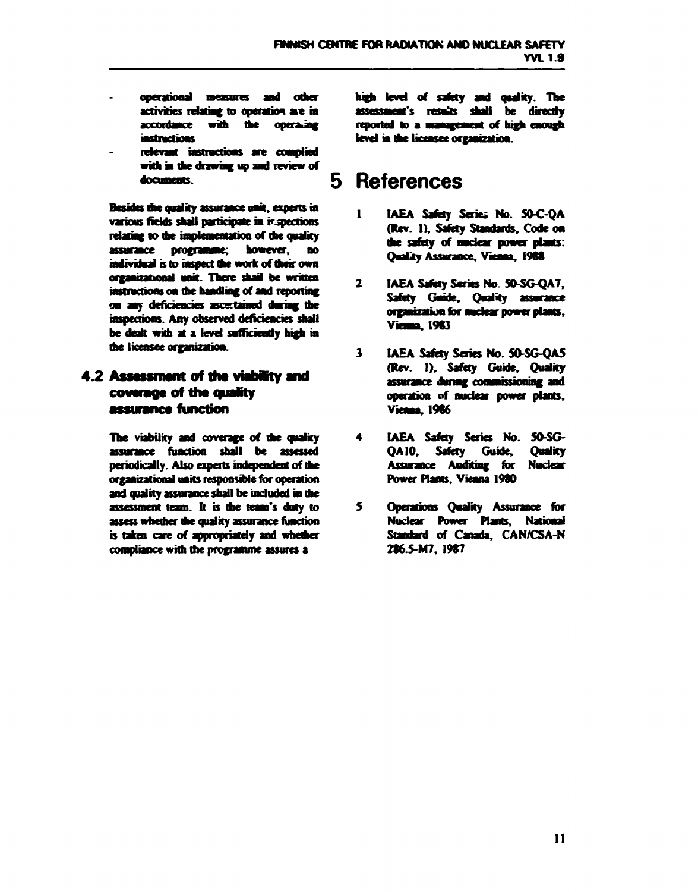- operational measures and other activities relating to operation are in accordance with the operating instructions
- relevant instructions are complied with in the drawing up and review of documents.

Besides the quality assurance unit, experts in various fields shall participate in inspections relating to the implementation of the quality assurance programme; however, no individual is to inspect the work of their own organizational unit. There shall be written instructions on the handling of and reporting on any deficiencies ascertained during the inspections. Any observed deficiencies shall be dealt with at a level sufficiently high in the licensee organization.

## 4.2 Assessment of the viability and coverage of the quality assurance function

The viability and coverage of the quality assurance function shall be assessed periodically. Also experts independent of the organizational units responsible for operation and quality assurance shall be included in the assessment team. It is the team's duty to assess whether the quality assurance function is taken care of appropriately and whether compliance with the programme assures a high level of safety and quality. The assessment's results shall be directly reported to a management of high enough level in the licensee organization.

# 5 References

1. IAEA Safety Series No. 50-C-QA (Rev. 1), Safety Standards, Code on the safety of nuclear power plants: Quality Assurance, Vienna, 1988
2. IAEA Safety Series No. 50-SG-QA7, Safety Guide, Quality assurance organization for nuclear power plants, Vienna, 1983
3. IAEA Safety Series No. 50-SG-QA5 (Rev. 1), Safety Guide, Quality assurance during commissioning and operation of nuclear power plants, Vienna, 1986
4. IAEA Safety Series No. 50-SG-QA10, Safety Guide, Quality Assurance Auditing for Nuclear Power Plants, Vienna 1980
5. Operations Quality Assurance for Nuclear Power Plants, National Standard of Canada, CAN/CSA-N 286.5-M7, 1987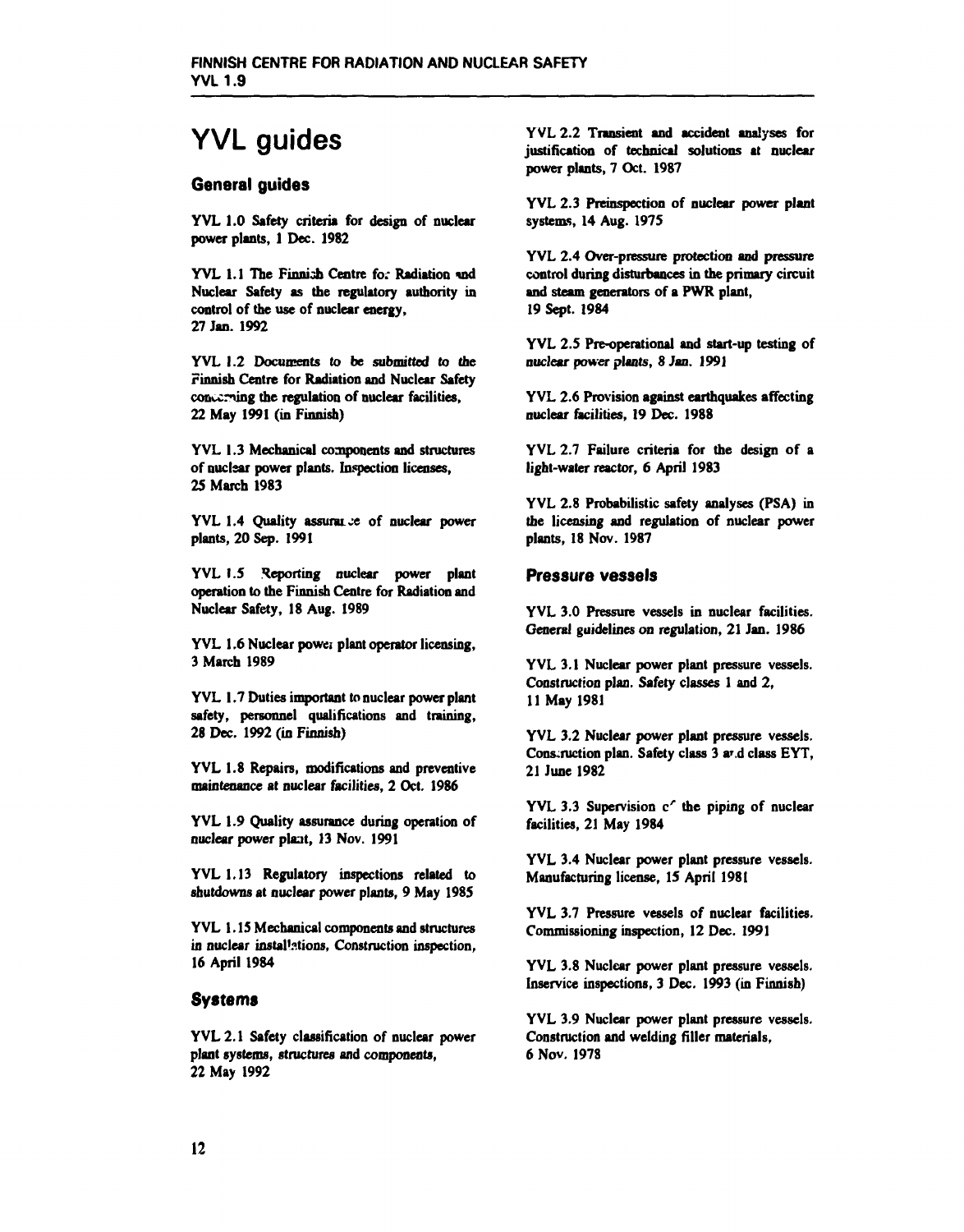# YVL guides

## General guides

YVL 1.0 Safety criteria for design of nuclear power plants, 1 Dec. 1982

YVL 1.1 The Finnish Centre for Radiation and Nuclear Safety as the regulatory authority in control of the use of nuclear energy, 27 Jan. 1992

YVL 1.2 Documents to be submitted to the Finnish Centre for Radiation and Nuclear Safety concerning the regulation of nuclear facilities, 22 May 1991 (in Finnish)

YVL 1.3 Mechanical components and structures of nuclear power plants. Inspection licenses, 25 March 1983

YVL 1.4 Quality assurance of nuclear power plants, 20 Sep. 1991

YVL 1.5 Reporting nuclear power plant operation to the Finnish Centre for Radiation and Nuclear Safety, 18 Aug. 1989

YVL 1.6 Nuclear power plant operator licensing, 3 March 1989

YVL 1.7 Duties important to nuclear power plant safety, personnel qualifications and training, 28 Dec. 1992 (in Finnish)

YVL 1.8 Repairs, modifications and preventive maintenance at nuclear facilities, 2 Oct. 1986

YVL 1.9 Quality assurance during operation of nuclear power plant, 13 Nov. 1991

YVL 1.13 Regulatory inspections related to shutdowns at nuclear power plants, 9 May 1985

YVL 1.15 Mechanical components and structures in nuclear installations, Construction inspection, 16 April 1984

## Systems

YVL 2.1 Safety classification of nuclear power plant systems, structures and components, 22 May 1992

YVL 2.2 Transient and accident analyses for justification of technical solutions at nuclear power plants, 7 Oct. 1987

YVL 2.3 Preinspection of nuclear power plant systems, 14 Aug. 1975

YVL 2.4 Over-pressure protection and pressure control during disturbances in the primary circuit and steam generators of a PWR plant, 19 Sept. 1984

YVL 2.5 Pre-operational and start-up testing of nuclear power plants, 8 Jan. 1991

YVL 2.6 Provision against earthquakes affecting nuclear facilities, 19 Dec. 1988

YVL 2.7 Failure criteria for the design of a light-water reactor, 6 April 1983

YVL 2.8 Probabilistic safety analyses (PSA) in the licensing and regulation of nuclear power plants, 18 Nov. 1987

## Pressure vessels

YVL 3.0 Pressure vessels in nuclear facilities. General guidelines on regulation, 21 Jan. 1986

YVL 3.1 Nuclear power plant pressure vessels. Construction plan. Safety classes 1 and 2, 11 May 1981

YVL 3.2 Nuclear power plant pressure vessels. Construction plan. Safety class 3 and class EYT, 21 June 1982

YVL 3.3 Supervision of the piping of nuclear facilities, 21 May 1984

YVL 3.4 Nuclear power plant pressure vessels. Manufacturing license, 15 April 1981

YVL 3.7 Pressure vessels of nuclear facilities. Commissioning inspection, 12 Dec. 1991

YVL 3.8 Nuclear power plant pressure vessels. Inservice inspections, 3 Dec. 1993 (in Finnish)

YVL 3.9 Nuclear power plant pressure vessels. Construction and welding filler materials, 6 Nov. 1978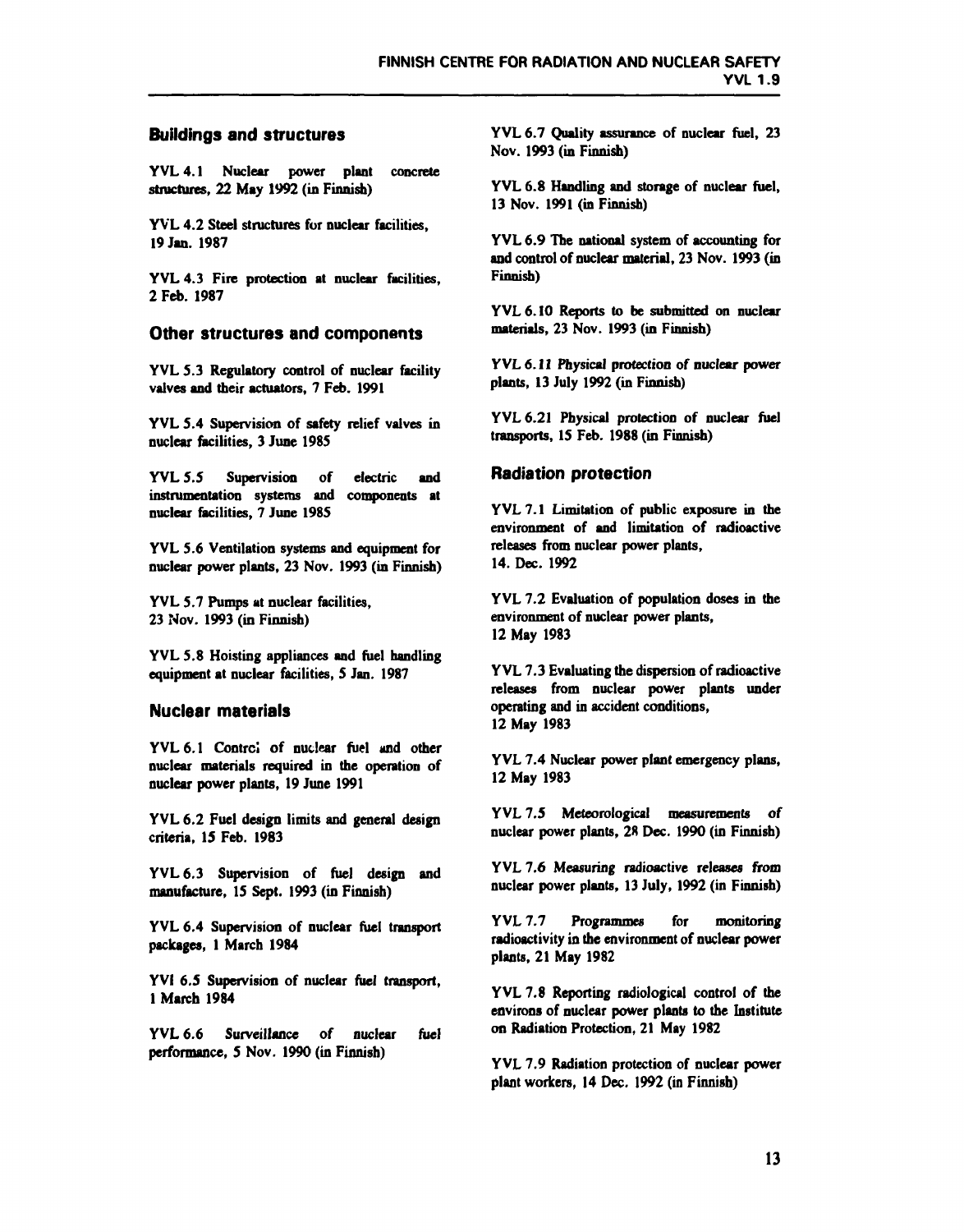## Buildings and structures

YVL 4.1 Nuclear power plant concrete structures, 22 May 1992 (in Finnish)

YVL 4.2 Steel structures for nuclear facilities, 19 Jan. 1987

YVL 4.3 Fire protection at nuclear facilities, 2 Feb. 1987

## Other structures and components

YVL 5.3 Regulatory control of nuclear facility valves and their actuators, 7 Feb. 1991

YVL 5.4 Supervision of safety relief valves in nuclear facilities, 3 June 1985

YVL 5.5 Supervision of electric and instrumentation systems and components at nuclear facilities, 7 June 1985

YVL 5.6 Ventilation systems and equipment for nuclear power plants, 23 Nov. 1993 (in Finnish)

YVL 5.7 Pumps at nuclear facilities, 23 Nov. 1993 (in Finnish)

YVL 5.8 Hoisting appliances and fuel handling equipment at nuclear facilities, 5 Jan. 1987

## Nuclear materials

YVL 6.1 Control of nuclear fuel and other nuclear materials required in the operation of nuclear power plants, 19 June 1991

YVL 6.2 Fuel design limits and general design criteria, 15 Feb. 1983

YVL 6.3 Supervision of fuel design and manufacture, 15 Sept. 1993 (in Finnish)

YVL 6.4 Supervision of nuclear fuel transport packages, 1 March 1984

YVL 6.5 Supervision of nuclear fuel transport, 1 March 1984

YVL 6.6 Surveillance of nuclear fuel performance, 5 Nov. 1990 (in Finnish)

YVL 6.7 Quality assurance of nuclear fuel, 23 Nov. 1993 (in Finnish)

YVL 6.8 Handling and storage of nuclear fuel, 13 Nov. 1991 (in Finnish)

YVL 6.9 The national system of accounting for and control of nuclear material, 23 Nov. 1993 (in Finnish)

YVL 6.10 Reports to be submitted on nuclear materials, 23 Nov. 1993 (in Finnish)

YVL 6.11 Physical protection of nuclear power plants, 13 July 1992 (in Finnish)

YVL 6.21 Physical protection of nuclear fuel transports, 15 Feb. 1988 (in Finnish)

## Radiation protection

YVL 7.1 Limitation of public exposure in the environment of and limitation of radioactive releases from nuclear power plants, 14. Dec. 1992

YVL 7.2 Evaluation of population doses in the environment of nuclear power plants, 12 May 1983

YVL 7.3 Evaluating the dispersion of radioactive releases from nuclear power plants under operating and in accident conditions, 12 May 1983

YVL 7.4 Nuclear power plant emergency plans, 12 May 1983

YVL 7.5 Meteorological measurements of nuclear power plants, 28 Dec. 1990 (in Finnish)

YVL 7.6 Measuring radioactive releases from nuclear power plants, 13 July, 1992 (in Finnish)

YVL 7.7 Programmes for monitoring radioactivity in the environment of nuclear power plants, 21 May 1982

YVL 7.8 Reporting radiological control of the environs of nuclear power plants to the Institute on Radiation Protection, 21 May 1982

YVL 7.9 Radiation protection of nuclear power plant workers, 14 Dec. 1992 (in Finnish)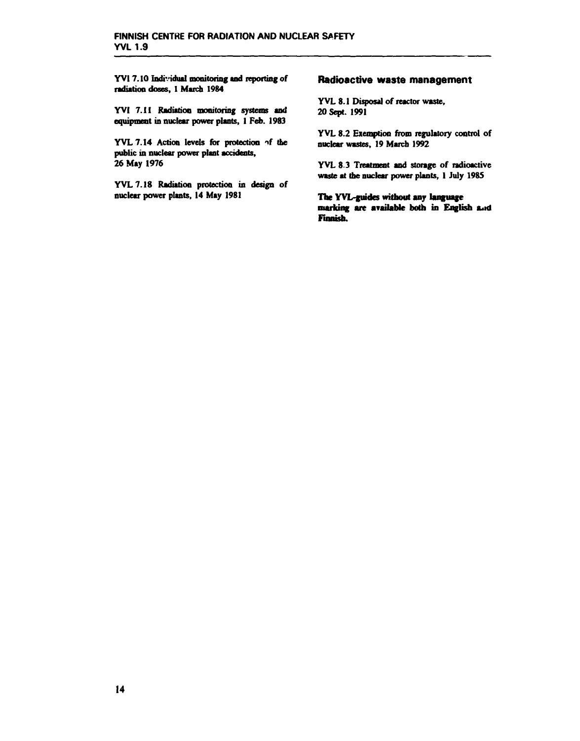YVL 7.10 Individual monitoring and reporting of radiation doses, 1 March 1984

YVL 7.11 Radiation monitoring systems and equipment in nuclear power plants, 1 Feb. 1983

YVL 7.14 Action levels for protection of the public in nuclear power plant accidents, 26 May 1976

YVL 7.18 Radiation protection in design of nuclear power plants, 14 May 1981

## Radioactive waste management

YVL 8.1 Disposal of reactor waste, 20 Sept. 1991

YVL 8.2 Exemption from regulatory control of nuclear wastes, 19 March 1992

YVL 8.3 Treatment and storage of radioactive waste at the nuclear power plants, 1 July 1985

**The YVL-guides without any language marking are available both in English and Finnish.**